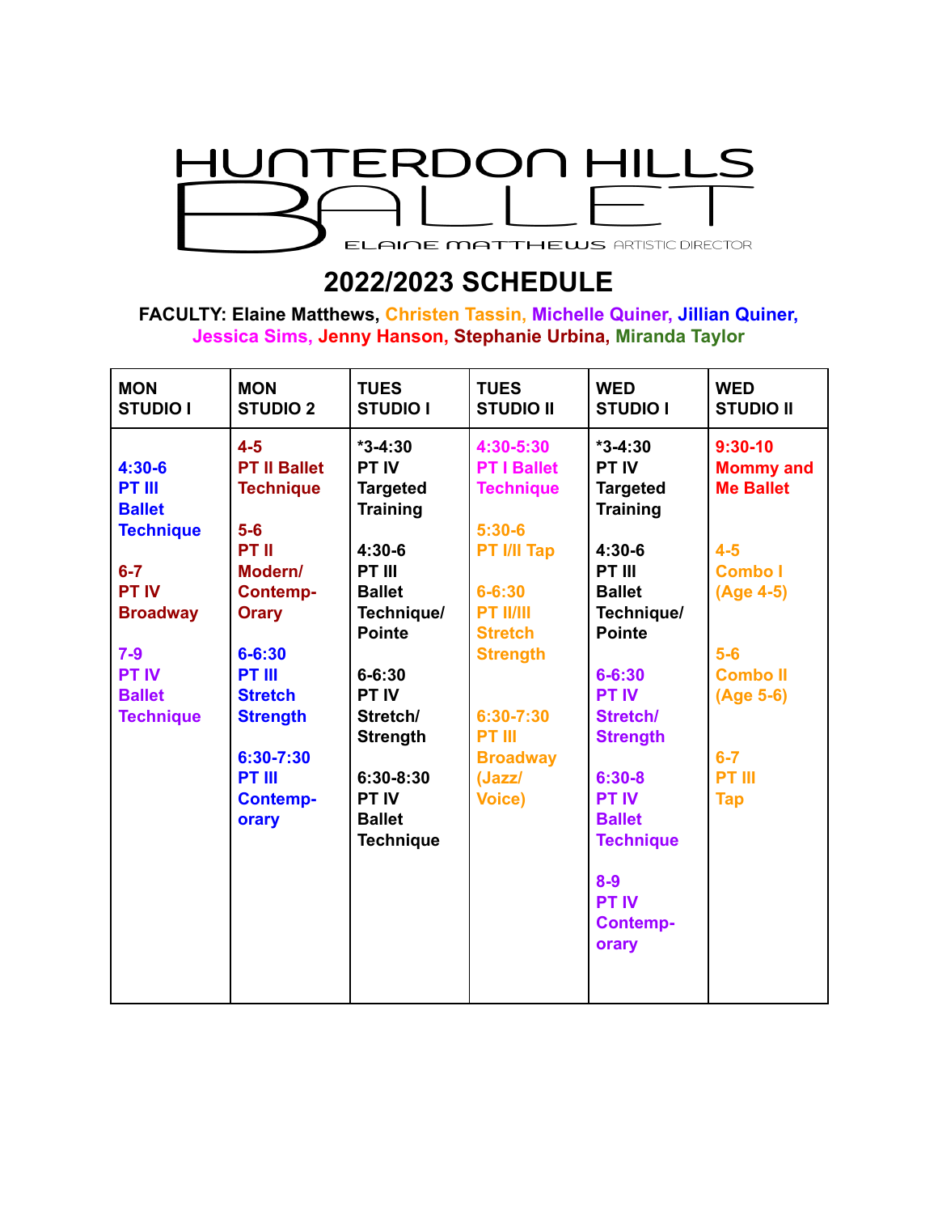# HUNTERDON HILLS BALLET

ELAINE MATTHEWS ARTISTIC DIRECTOR

## 2022/2023 SCHEDULE

**FACULTY: Elaine Matthews, Christen Tassin, Michelle Quiner, Jillian Quiner, Jessica Sims, Jenny Hanson, Stephanie Urbina, Miranda Taylor**

| MON STUDIO I | MON STUDIO 2 | TUES STUDIO I | TUES STUDIO II | WED STUDIO I | WED STUDIO II |
|---|---|---|---|---|---|
| 4:30-6 PT III Ballet Technique<br><br>6-7 PT IV Broadway<br><br>7-9 PT IV Ballet Technique | 4-5 PT II Ballet Technique<br><br>5-6 PT II Modern/ Contemp-Orary<br><br>6-6:30 PT III Stretch Strength<br><br>6:30-7:30 PT III Contemp-orary | *3-4:30 PT IV Targeted Training<br><br>4:30-6 PT III Ballet Technique/ Pointe<br><br>6-6:30 PT IV Stretch/ Strength<br><br>6:30-8:30 PT IV Ballet Technique | 4:30-5:30 PT I Ballet Technique<br><br>5:30-6 PT I/II Tap<br><br>6-6:30 PT II/III Stretch Strength<br><br>6:30-7:30 PT III Broadway (Jazz/ Voice) | *3-4:30 PT IV Targeted Training<br><br>4:30-6 PT III Ballet Technique/ Pointe<br><br>6-6:30 PT IV Stretch/ Strength<br><br>6:30-8 PT IV Ballet Technique<br><br>8-9 PT IV Contemp-orary | 9:30-10 Mommy and Me Ballet<br><br>4-5 Combo I (Age 4-5)<br><br>5-6 Combo II (Age 5-6)<br><br>6-7 PT III Tap |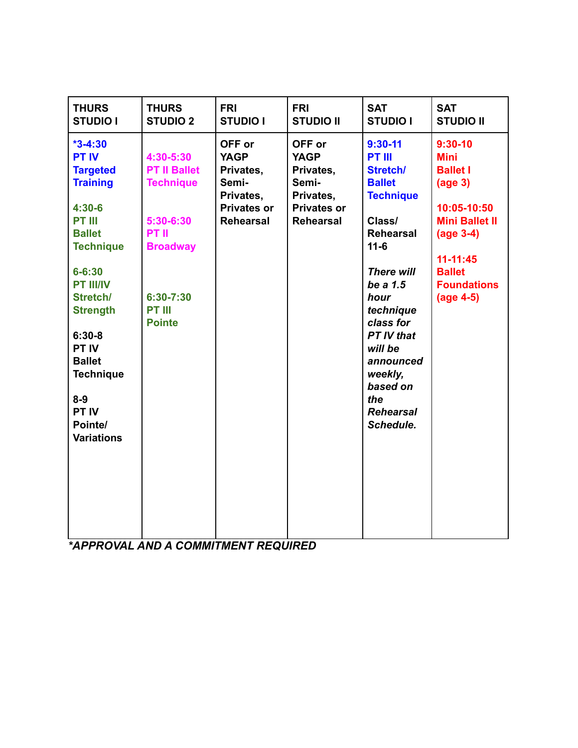| THURS STUDIO I | THURS STUDIO 2 | FRI STUDIO I | FRI STUDIO II | SAT STUDIO I | SAT STUDIO II |
|---|---|---|---|---|---|
| *3-4:30 PT IV Targeted Training<br><br>4:30-6 PT III Ballet Technique<br><br>6-6:30 PT III/IV Stretch/ Strength<br><br>6:30-8 PT IV Ballet Technique<br><br>8-9 PT IV Pointe/ Variations | 4:30-5:30 PT II Ballet Technique<br><br>5:30-6:30 PT II Broadway<br><br>6:30-7:30 PT III Pointe | OFF or YAGP Privates, Semi-Privates, Privates or Rehearsal | OFF or YAGP Privates, Semi-Privates, Privates or Rehearsal | 9:30-11 PT III Stretch/ Ballet Technique<br><br>Class/ Rehearsal 11-6<br><br>*There will be a 1.5 hour technique class for PT IV that will be announced weekly, based on the Rehearsal Schedule.* | 9:30-10 Mini Ballet I (age 3)<br><br>10:05-10:50 Mini Ballet II (age 3-4)<br><br>11-11:45 Ballet Foundations (age 4-5) |

***APPROVAL AND A COMMITMENT REQUIRED***